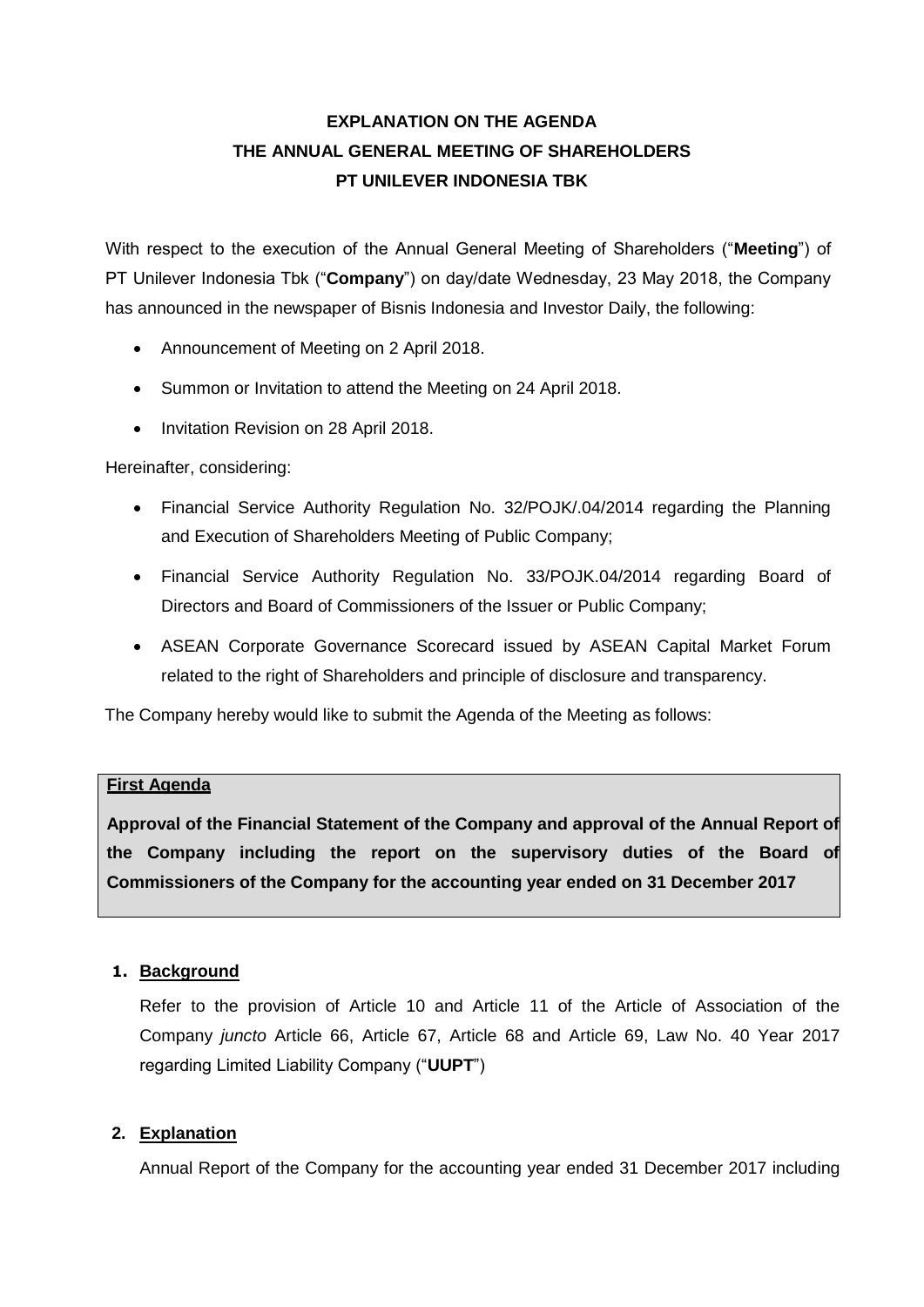# EXPLANATION ON THE AGENDA
# THE ANNUAL GENERAL MEETING OF SHAREHOLDERS
# PT UNILEVER INDONESIA TBK

With respect to the execution of the Annual General Meeting of Shareholders ("**Meeting**") of PT Unilever Indonesia Tbk ("**Company**") on day/date Wednesday, 23 May 2018, the Company has announced in the newspaper of Bisnis Indonesia and Investor Daily, the following:

- Announcement of Meeting on 2 April 2018.
- Summon or Invitation to attend the Meeting on 24 April 2018.
- Invitation Revision on 28 April 2018.

Hereinafter, considering:

- Financial Service Authority Regulation No. 32/POJK/.04/2014 regarding the Planning and Execution of Shareholders Meeting of Public Company;
- Financial Service Authority Regulation No. 33/POJK.04/2014 regarding Board of Directors and Board of Commissioners of the Issuer or Public Company;
- ASEAN Corporate Governance Scorecard issued by ASEAN Capital Market Forum related to the right of Shareholders and principle of disclosure and transparency.

The Company hereby would like to submit the Agenda of the Meeting as follows:

**First Agenda**

**Approval of the Financial Statement of the Company and approval of the Annual Report of the Company including the report on the supervisory duties of the Board of Commissioners of the Company for the accounting year ended on 31 December 2017**

1. **Background**

   Refer to the provision of Article 10 and Article 11 of the Article of Association of the Company *juncto* Article 66, Article 67, Article 68 and Article 69, Law No. 40 Year 2017 regarding Limited Liability Company ("**UUPT**")

2. **Explanation**

   Annual Report of the Company for the accounting year ended 31 December 2017 including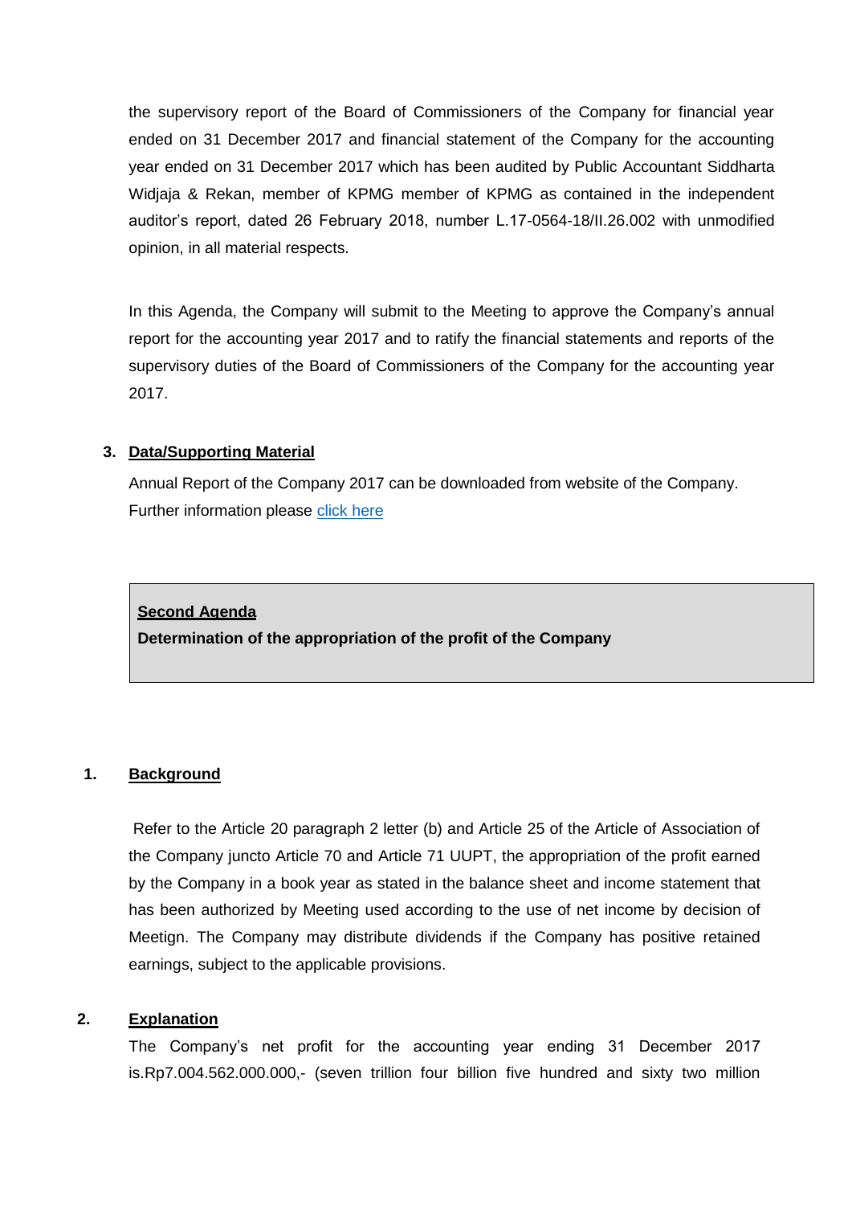the supervisory report of the Board of Commissioners of the Company for financial year ended on 31 December 2017 and financial statement of the Company for the accounting year ended on 31 December 2017 which has been audited by Public Accountant Siddharta Widjaja & Rekan, member of KPMG member of KPMG as contained in the independent auditor's report, dated 26 February 2018, number L.17-0564-18/II.26.002 with unmodified opinion, in all material respects.

In this Agenda, the Company will submit to the Meeting to approve the Company's annual report for the accounting year 2017 and to ratify the financial statements and reports of the supervisory duties of the Board of Commissioners of the Company for the accounting year 2017.

3. **Data/Supporting Material**

Annual Report of the Company 2017 can be downloaded from website of the Company. Further information please click here

**Second Agenda**

**Determination of the appropriation of the profit of the Company**

1. **Background**

Refer to the Article 20 paragraph 2 letter (b) and Article 25 of the Article of Association of the Company juncto Article 70 and Article 71 UUPT, the appropriation of the profit earned by the Company in a book year as stated in the balance sheet and income statement that has been authorized by Meeting used according to the use of net income by decision of Meetign. The Company may distribute dividends if the Company has positive retained earnings, subject to the applicable provisions.

2. **Explanation**

The Company's net profit for the accounting year ending 31 December 2017 is.Rp7.004.562.000.000,- (seven trillion four billion five hundred and sixty two million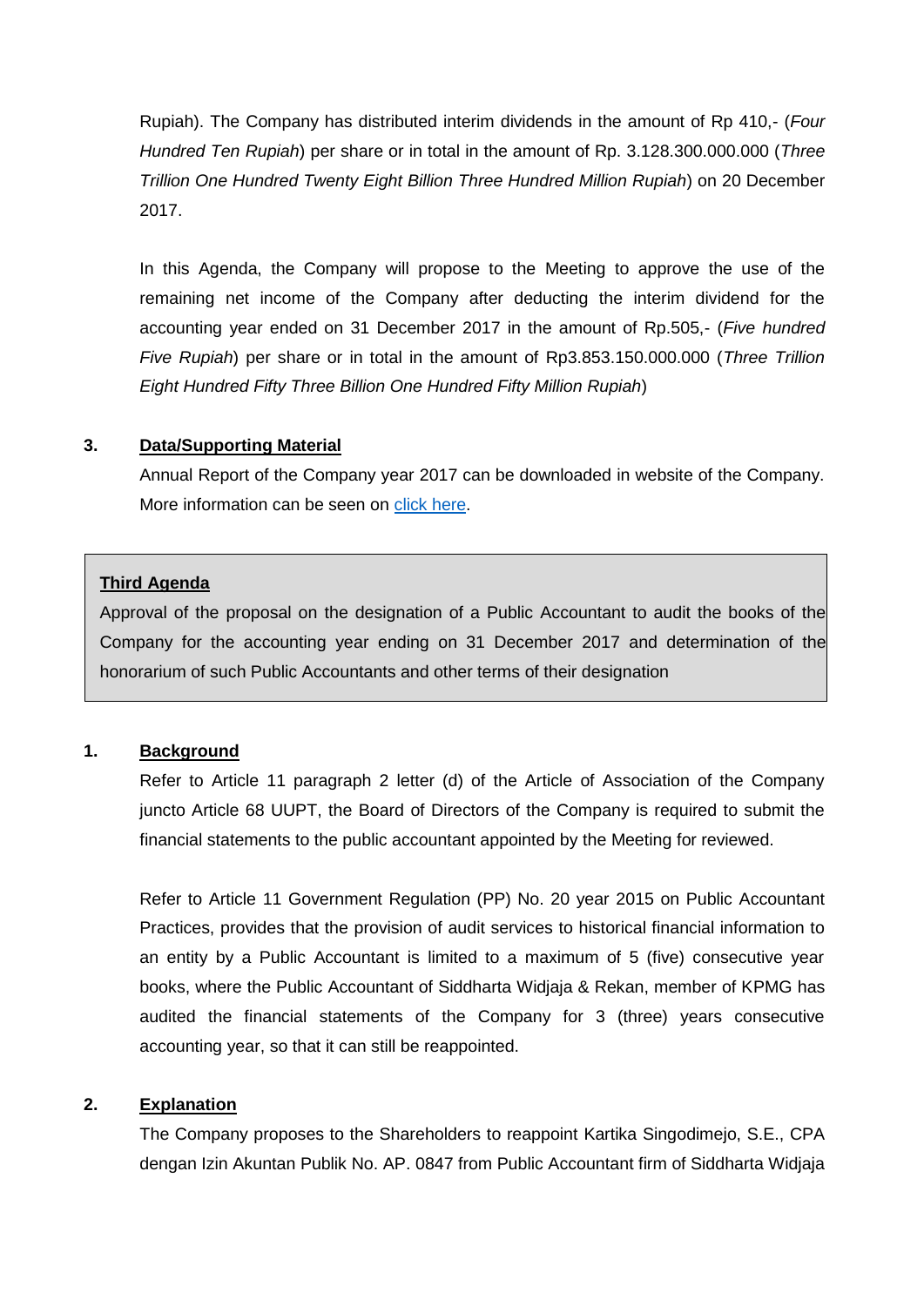Rupiah). The Company has distributed interim dividends in the amount of Rp 410,- (*Four Hundred Ten Rupiah*) per share or in total in the amount of Rp. 3.128.300.000.000 (*Three Trillion One Hundred Twenty Eight Billion Three Hundred Million Rupiah*) on 20 December 2017.

In this Agenda, the Company will propose to the Meeting to approve the use of the remaining net income of the Company after deducting the interim dividend for the accounting year ended on 31 December 2017 in the amount of Rp.505,- (*Five hundred Five Rupiah*) per share or in total in the amount of Rp3.853.150.000.000 (*Three Trillion Eight Hundred Fifty Three Billion One Hundred Fifty Million Rupiah*)

**3. Data/Supporting Material**

Annual Report of the Company year 2017 can be downloaded in website of the Company. More information can be seen on click here.

**Third Agenda**

Approval of the proposal on the designation of a Public Accountant to audit the books of the Company for the accounting year ending on 31 December 2017 and determination of the honorarium of such Public Accountants and other terms of their designation

**1. Background**

Refer to Article 11 paragraph 2 letter (d) of the Article of Association of the Company juncto Article 68 UUPT, the Board of Directors of the Company is required to submit the financial statements to the public accountant appointed by the Meeting for reviewed.

Refer to Article 11 Government Regulation (PP) No. 20 year 2015 on Public Accountant Practices, provides that the provision of audit services to historical financial information to an entity by a Public Accountant is limited to a maximum of 5 (five) consecutive year books, where the Public Accountant of Siddharta Widjaja & Rekan, member of KPMG has audited the financial statements of the Company for 3 (three) years consecutive accounting year, so that it can still be reappointed.

**2. Explanation**

The Company proposes to the Shareholders to reappoint Kartika Singodimejo, S.E., CPA dengan Izin Akuntan Publik No. AP. 0847 from Public Accountant firm of Siddharta Widjaja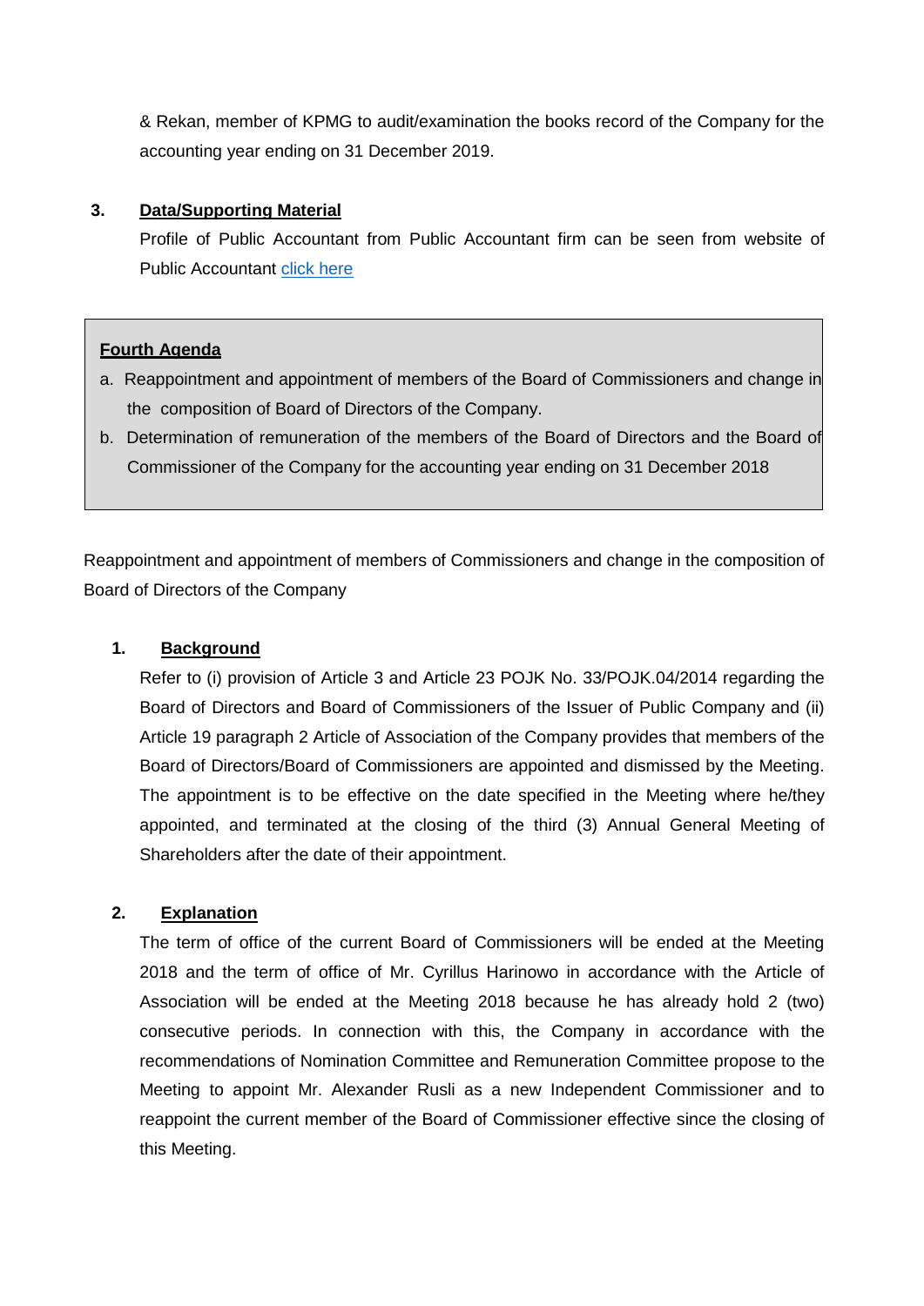& Rekan, member of KPMG to audit/examination the books record of the Company for the accounting year ending on 31 December 2019.

**3. Data/Supporting Material**

Profile of Public Accountant from Public Accountant firm can be seen from website of Public Accountant click here

**Fourth Agenda**

a. Reappointment and appointment of members of the Board of Commissioners and change in the composition of Board of Directors of the Company.
b. Determination of remuneration of the members of the Board of Directors and the Board of Commissioner of the Company for the accounting year ending on 31 December 2018

Reappointment and appointment of members of Commissioners and change in the composition of Board of Directors of the Company

**1. Background**

Refer to (i) provision of Article 3 and Article 23 POJK No. 33/POJK.04/2014 regarding the Board of Directors and Board of Commissioners of the Issuer of Public Company and (ii) Article 19 paragraph 2 Article of Association of the Company provides that members of the Board of Directors/Board of Commissioners are appointed and dismissed by the Meeting. The appointment is to be effective on the date specified in the Meeting where he/they appointed, and terminated at the closing of the third (3) Annual General Meeting of Shareholders after the date of their appointment.

**2. Explanation**

The term of office of the current Board of Commissioners will be ended at the Meeting 2018 and the term of office of Mr. Cyrillus Harinowo in accordance with the Article of Association will be ended at the Meeting 2018 because he has already hold 2 (two) consecutive periods. In connection with this, the Company in accordance with the recommendations of Nomination Committee and Remuneration Committee propose to the Meeting to appoint Mr. Alexander Rusli as a new Independent Commissioner and to reappoint the current member of the Board of Commissioner effective since the closing of this Meeting.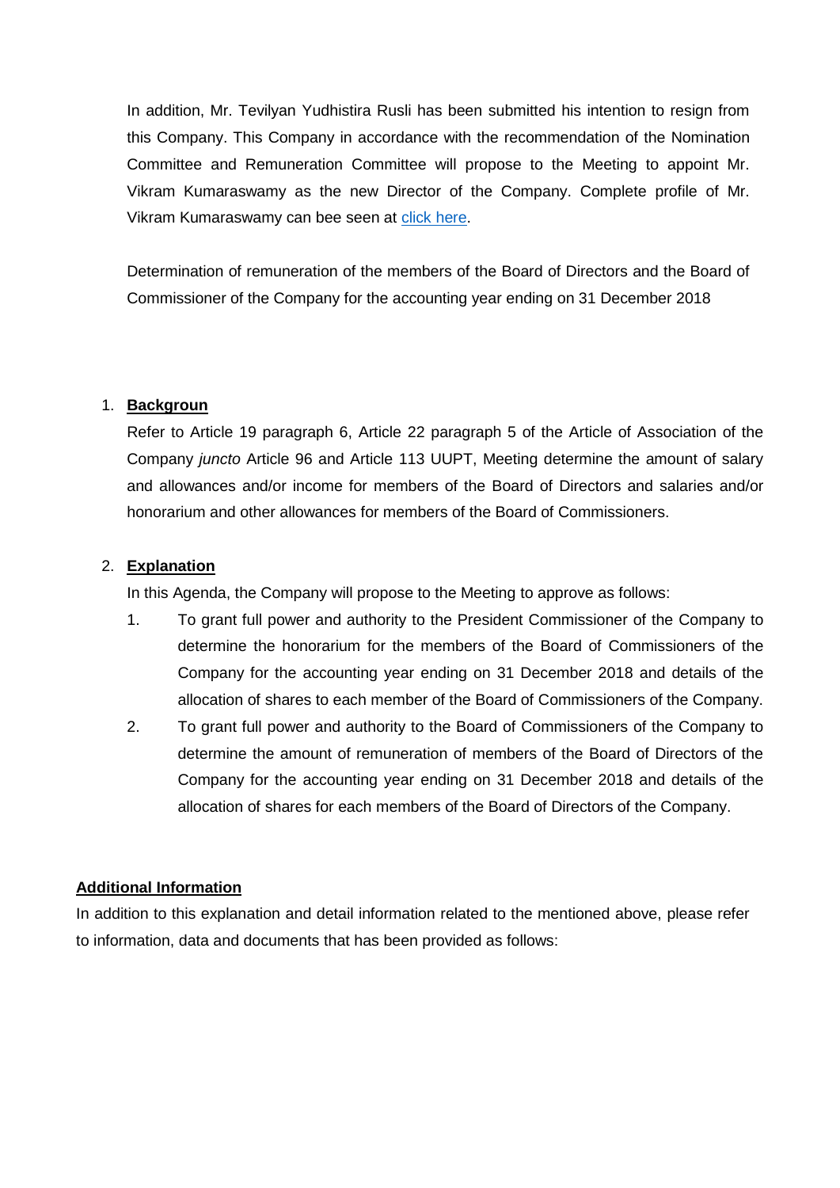In addition, Mr. Tevilyan Yudhistira Rusli has been submitted his intention to resign from this Company. This Company in accordance with the recommendation of the Nomination Committee and Remuneration Committee will propose to the Meeting to appoint Mr. Vikram Kumaraswamy as the new Director of the Company. Complete profile of Mr. Vikram Kumaraswamy can bee seen at [click here].

Determination of remuneration of the members of the Board of Directors and the Board of Commissioner of the Company for the accounting year ending on 31 December 2018

1. **<u>Backgroun</u>**

   Refer to Article 19 paragraph 6, Article 22 paragraph 5 of the Article of Association of the Company *juncto* Article 96 and Article 113 UUPT, Meeting determine the amount of salary and allowances and/or income for members of the Board of Directors and salaries and/or honorarium and other allowances for members of the Board of Commissioners.

2. **<u>Explanation</u>**

   In this Agenda, the Company will propose to the Meeting to approve as follows:

   1. To grant full power and authority to the President Commissioner of the Company to determine the honorarium for the members of the Board of Commissioners of the Company for the accounting year ending on 31 December 2018 and details of the allocation of shares to each member of the Board of Commissioners of the Company.
   2. To grant full power and authority to the Board of Commissioners of the Company to determine the amount of remuneration of members of the Board of Directors of the Company for the accounting year ending on 31 December 2018 and details of the allocation of shares for each members of the Board of Directors of the Company.

**<u>Additional Information</u>**

In addition to this explanation and detail information related to the mentioned above, please refer to information, data and documents that has been provided as follows: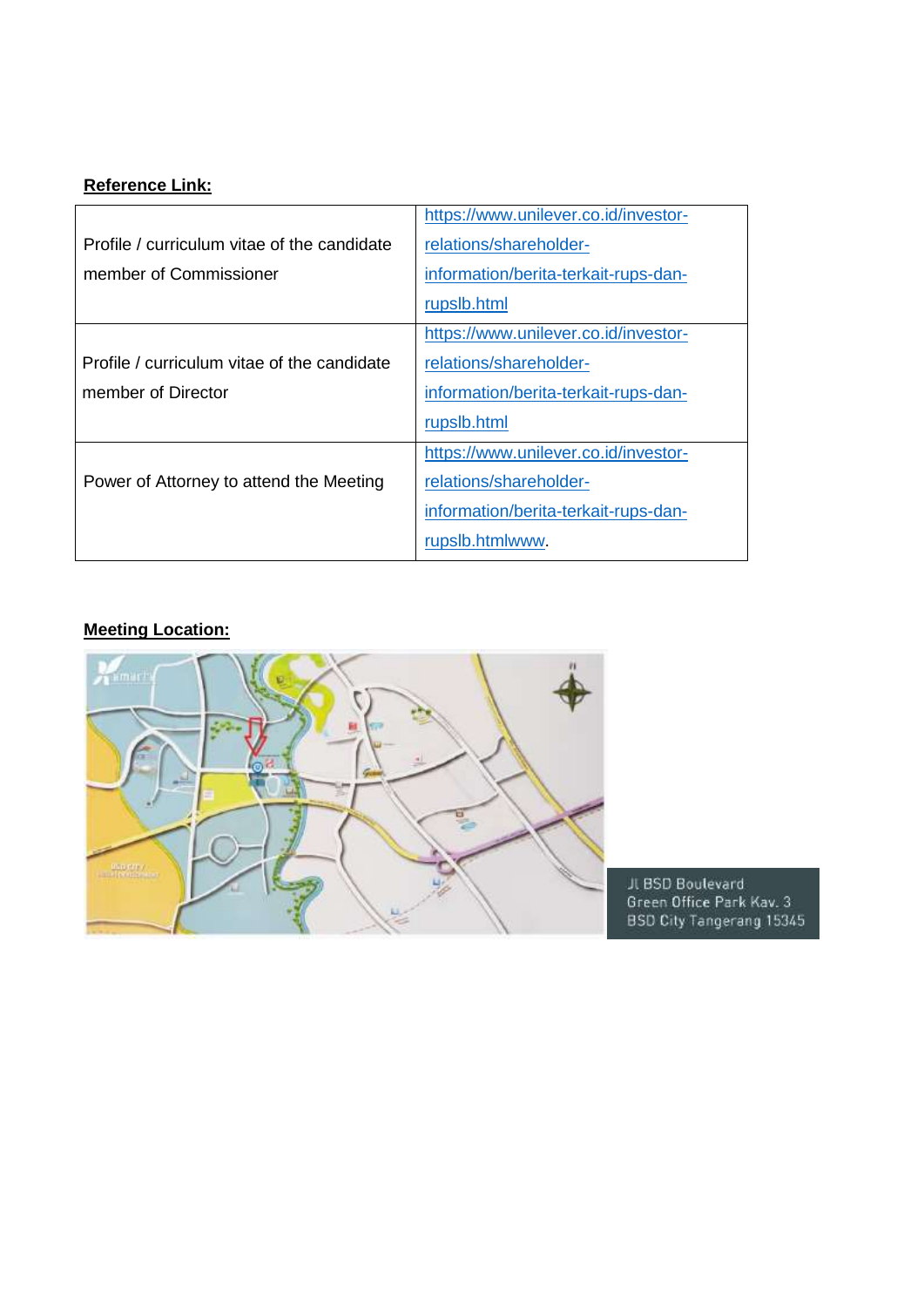**Reference Link:**

| Profile / curriculum vitae of the candidate member of Commissioner | https://www.unilever.co.id/investor-relations/shareholder-information/berita-terkait-rups-dan-rupslb.html |
|---|---|
| Profile / curriculum vitae of the candidate member of Director | https://www.unilever.co.id/investor-relations/shareholder-information/berita-terkait-rups-dan-rupslb.html |
| Power of Attorney to attend the Meeting | https://www.unilever.co.id/investor-relations/shareholder-information/berita-terkait-rups-dan-rupslb.htmlwww. |

**Meeting Location:**

Jl BSD Boulevard
Green Office Park Kav. 3
BSD City Tangerang 15345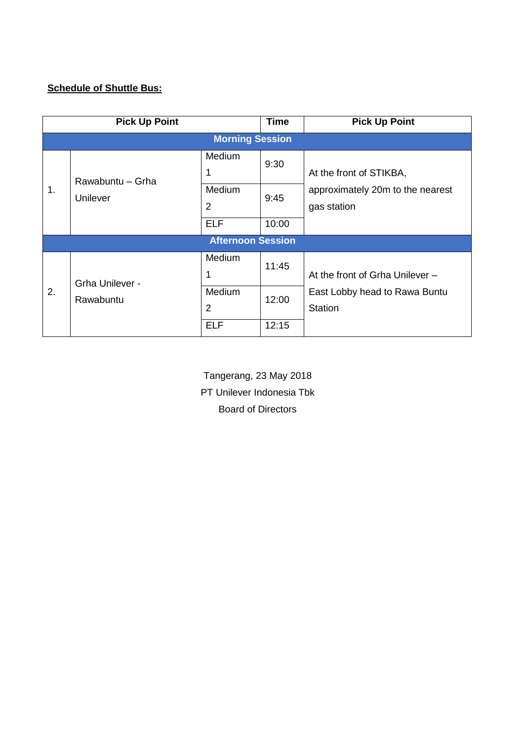**<u>Schedule of Shuttle Bus:</u>**

| Pick Up Point | | | Time | Pick Up Point |
|---|---|---|---|---|
| **Morning Session** | | | | |
| 1. | Rawabuntu – Grha Unilever | Medium 1 | 9:30 | At the front of STIKBA, approximately 20m to the nearest gas station |
| | | Medium 2 | 9:45 | |
| | | ELF | 10:00 | |
| **Afternoon Session** | | | | |
| 2. | Grha Unilever - Rawabuntu | Medium 1 | 11:45 | At the front of Grha Unilever – East Lobby head to Rawa Buntu Station |
| | | Medium 2 | 12:00 | |
| | | ELF | 12:15 | |

Tangerang, 23 May 2018
PT Unilever Indonesia Tbk
Board of Directors